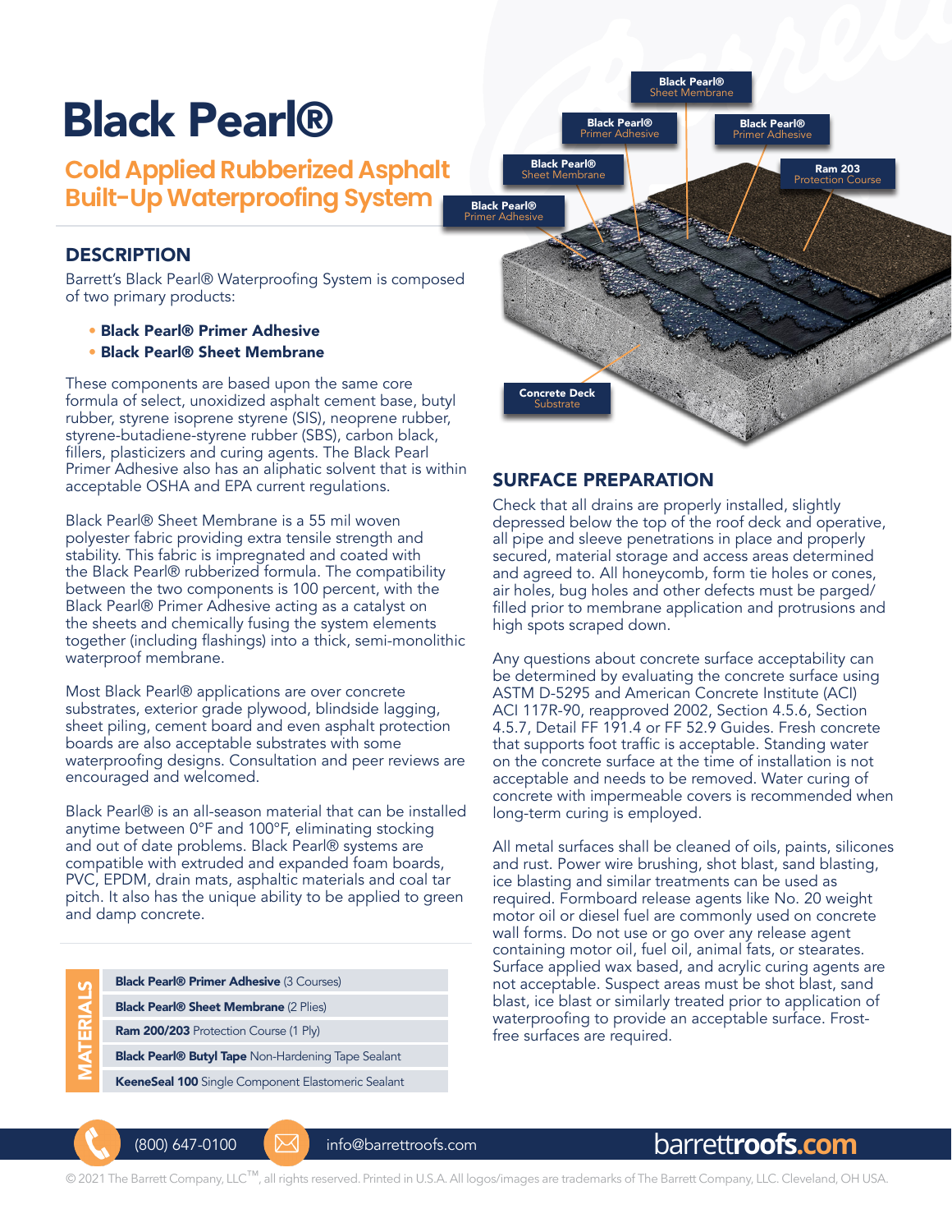# Black Pearl®

## Cold Applied Rubberized Asphalt Built-Up Waterproofing System

Black Pearl® Sheet Membrane

Black Pearl® Primer Adhesive

Black Pearl® Primer Adhesive

Black Pearl® Sheet Membrane

Ram 203 Protection Course

Black Pearl® Primer Adhesive

Concrete Deck Substrate

## DESCRIPTION

Barrett's Black Pearl® Waterproofing System is composed of two primary products:

- **Black Pearl® Primer Adhesive**
- **Black Pearl® Sheet Membrane**

These components are based upon the same core formula of select, unoxidized asphalt cement base, butyl rubber, styrene isoprene styrene (SIS), neoprene rubber, styrene-butadiene-styrene rubber (SBS), carbon black, fillers, plasticizers and curing agents. The Black Pearl Primer Adhesive also has an aliphatic solvent that is within acceptable OSHA and EPA current regulations.

Black Pearl® Sheet Membrane is a 55 mil woven polyester fabric providing extra tensile strength and stability. This fabric is impregnated and coated with the Black Pearl® rubberized formula. The compatibility between the two components is 100 percent, with the Black Pearl® Primer Adhesive acting as a catalyst on the sheets and chemically fusing the system elements together (including flashings) into a thick, semi-monolithic waterproof membrane.

Most Black Pearl® applications are over concrete substrates, exterior grade plywood, blindside lagging, sheet piling, cement board and even asphalt protection boards are also acceptable substrates with some waterproofing designs. Consultation and peer reviews are encouraged and welcomed.

Black Pearl® is an all-season material that can be installed anytime between 0°F and 100°F, eliminating stocking and out of date problems. Black Pearl® systems are compatible with extruded and expanded foam boards, PVC, EPDM, drain mats, asphaltic materials and coal tar pitch. It also has the unique ability to be applied to green and damp concrete.

| MATERIALS |
|---|
| **Black Pearl® Primer Adhesive** (3 Courses) |
| **Black Pearl® Sheet Membrane** (2 Plies) |
| **Ram 200/203** Protection Course (1 Ply) |
| **Black Pearl® Butyl Tape** Non-Hardening Tape Sealant |
| **KeeneSeal 100** Single Component Elastomeric Sealant |

## SURFACE PREPARATION

Check that all drains are properly installed, slightly depressed below the top of the roof deck and operative, all pipe and sleeve penetrations in place and properly secured, material storage and access areas determined and agreed to. All honeycomb, form tie holes or cones, air holes, bug holes and other defects must be parged/ filled prior to membrane application and protrusions and high spots scraped down.

Any questions about concrete surface acceptability can be determined by evaluating the concrete surface using ASTM D-5295 and American Concrete Institute (ACI) ACI 117R-90, reapproved 2002, Section 4.5.6, Section 4.5.7, Detail FF 191.4 or FF 52.9 Guides. Fresh concrete that supports foot traffic is acceptable. Standing water on the concrete surface at the time of installation is not acceptable and needs to be removed. Water curing of concrete with impermeable covers is recommended when long-term curing is employed.

All metal surfaces shall be cleaned of oils, paints, silicones and rust. Power wire brushing, shot blast, sand blasting, ice blasting and similar treatments can be used as required. Formboard release agents like No. 20 weight motor oil or diesel fuel are commonly used on concrete wall forms. Do not use or go over any release agent containing motor oil, fuel oil, animal fats, or stearates. Surface applied wax based, and acrylic curing agents are not acceptable. Suspect areas must be shot blast, sand blast, ice blast or similarly treated prior to application of waterproofing to provide an acceptable surface. Frost-free surfaces are required.

(800) 647-0100 | info@barrettroofs.com | barrettroofs.com

© 2021 The Barrett Company, LLC™, all rights reserved. Printed in U.S.A. All logos/images are trademarks of The Barrett Company, LLC. Cleveland, OH USA.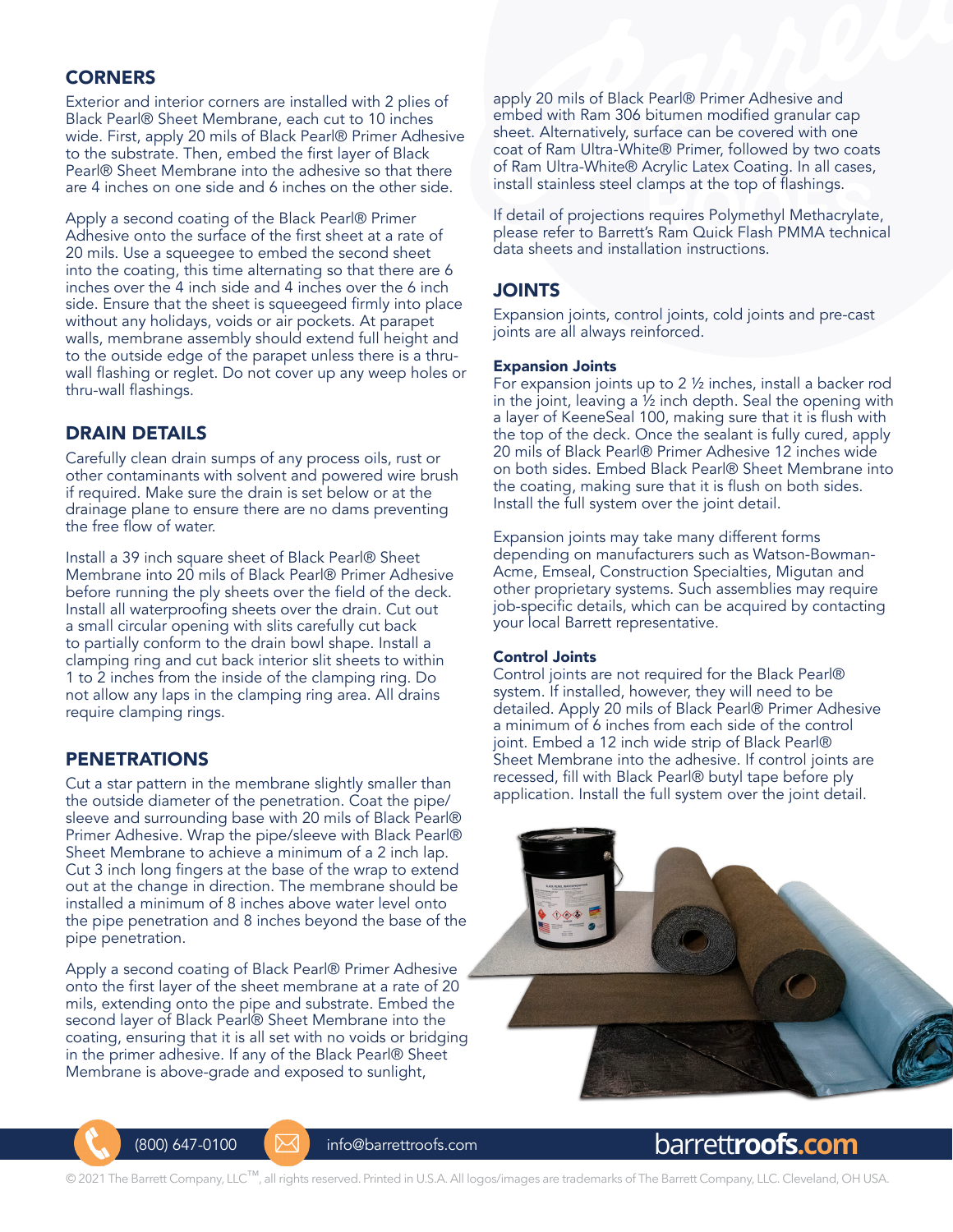## CORNERS

Exterior and interior corners are installed with 2 plies of Black Pearl® Sheet Membrane, each cut to 10 inches wide. First, apply 20 mils of Black Pearl® Primer Adhesive to the substrate. Then, embed the first layer of Black Pearl® Sheet Membrane into the adhesive so that there are 4 inches on one side and 6 inches on the other side.

Apply a second coating of the Black Pearl® Primer Adhesive onto the surface of the first sheet at a rate of 20 mils. Use a squeegee to embed the second sheet into the coating, this time alternating so that there are 6 inches over the 4 inch side and 4 inches over the 6 inch side. Ensure that the sheet is squeegeed firmly into place without any holidays, voids or air pockets. At parapet walls, membrane assembly should extend full height and to the outside edge of the parapet unless there is a thru-wall flashing or reglet. Do not cover up any weep holes or thru-wall flashings.

## DRAIN DETAILS

Carefully clean drain sumps of any process oils, rust or other contaminants with solvent and powered wire brush if required. Make sure the drain is set below or at the drainage plane to ensure there are no dams preventing the free flow of water.

Install a 39 inch square sheet of Black Pearl® Sheet Membrane into 20 mils of Black Pearl® Primer Adhesive before running the ply sheets over the field of the deck. Install all waterproofing sheets over the drain. Cut out a small circular opening with slits carefully cut back to partially conform to the drain bowl shape. Install a clamping ring and cut back interior slit sheets to within 1 to 2 inches from the inside of the clamping ring. Do not allow any laps in the clamping ring area. All drains require clamping rings.

## PENETRATIONS

Cut a star pattern in the membrane slightly smaller than the outside diameter of the penetration. Coat the pipe/sleeve and surrounding base with 20 mils of Black Pearl® Primer Adhesive. Wrap the pipe/sleeve with Black Pearl® Sheet Membrane to achieve a minimum of a 2 inch lap. Cut 3 inch long fingers at the base of the wrap to extend out at the change in direction. The membrane should be installed a minimum of 8 inches above water level onto the pipe penetration and 8 inches beyond the base of the pipe penetration.

Apply a second coating of Black Pearl® Primer Adhesive onto the first layer of the sheet membrane at a rate of 20 mils, extending onto the pipe and substrate. Embed the second layer of Black Pearl® Sheet Membrane into the coating, ensuring that it is all set with no voids or bridging in the primer adhesive. If any of the Black Pearl® Sheet Membrane is above-grade and exposed to sunlight, apply 20 mils of Black Pearl® Primer Adhesive and embed with Ram 306 bitumen modified granular cap sheet. Alternatively, surface can be covered with one coat of Ram Ultra-White® Primer, followed by two coats of Ram Ultra-White® Acrylic Latex Coating. In all cases, install stainless steel clamps at the top of flashings.

If detail of projections requires Polymethyl Methacrylate, please refer to Barrett's Ram Quick Flash PMMA technical data sheets and installation instructions.

## JOINTS

Expansion joints, control joints, cold joints and pre-cast joints are all always reinforced.

### Expansion Joints

For expansion joints up to 2 ½ inches, install a backer rod in the joint, leaving a ½ inch depth. Seal the opening with a layer of KeeneSeal 100, making sure that it is flush with the top of the deck. Once the sealant is fully cured, apply 20 mils of Black Pearl® Primer Adhesive 12 inches wide on both sides. Embed Black Pearl® Sheet Membrane into the coating, making sure that it is flush on both sides. Install the full system over the joint detail.

Expansion joints may take many different forms depending on manufacturers such as Watson-Bowman-Acme, Emseal, Construction Specialties, Migutan and other proprietary systems. Such assemblies may require job-specific details, which can be acquired by contacting your local Barrett representative.

### Control Joints

Control joints are not required for the Black Pearl® system. If installed, however, they will need to be detailed. Apply 20 mils of Black Pearl® Primer Adhesive a minimum of 6 inches from each side of the control joint. Embed a 12 inch wide strip of Black Pearl® Sheet Membrane into the adhesive. If control joints are recessed, fill with Black Pearl® butyl tape before ply application. Install the full system over the joint detail.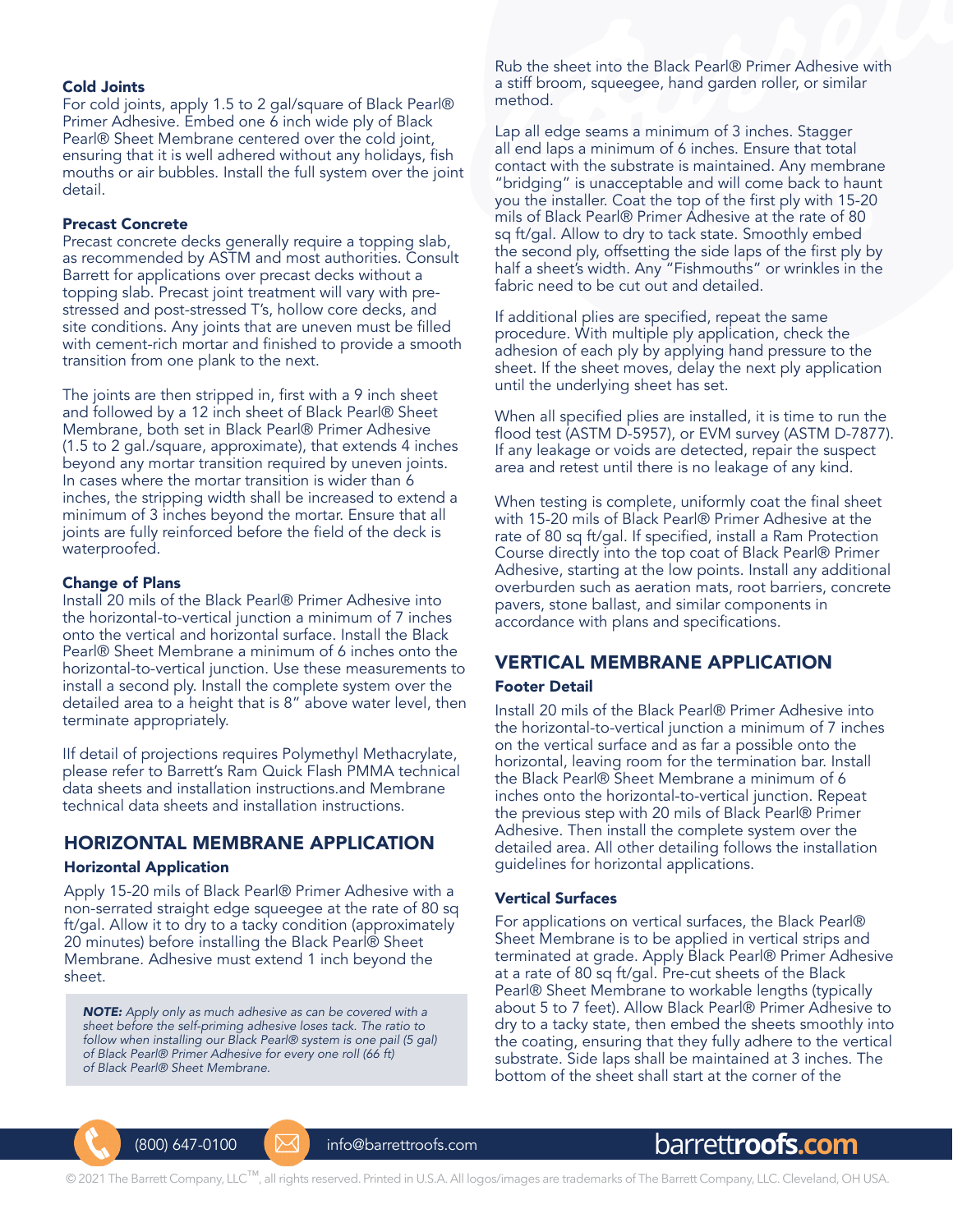### Cold Joints

For cold joints, apply 1.5 to 2 gal/square of Black Pearl® Primer Adhesive. Embed one 6 inch wide ply of Black Pearl® Sheet Membrane centered over the cold joint, ensuring that it is well adhered without any holidays, fish mouths or air bubbles. Install the full system over the joint detail.

### Precast Concrete

Precast concrete decks generally require a topping slab, as recommended by ASTM and most authorities. Consult Barrett for applications over precast decks without a topping slab. Precast joint treatment will vary with pre-stressed and post-stressed T's, hollow core decks, and site conditions. Any joints that are uneven must be filled with cement-rich mortar and finished to provide a smooth transition from one plank to the next.

The joints are then stripped in, first with a 9 inch sheet and followed by a 12 inch sheet of Black Pearl® Sheet Membrane, both set in Black Pearl® Primer Adhesive (1.5 to 2 gal./square, approximate), that extends 4 inches beyond any mortar transition required by uneven joints. In cases where the mortar transition is wider than 6 inches, the stripping width shall be increased to extend a minimum of 3 inches beyond the mortar. Ensure that all joints are fully reinforced before the field of the deck is waterproofed.

### Change of Plans

Install 20 mils of the Black Pearl® Primer Adhesive into the horizontal-to-vertical junction a minimum of 7 inches onto the vertical and horizontal surface. Install the Black Pearl® Sheet Membrane a minimum of 6 inches onto the horizontal-to-vertical junction. Use these measurements to install a second ply. Install the complete system over the detailed area to a height that is 8" above water level, then terminate appropriately.

IIf detail of projections requires Polymethyl Methacrylate, please refer to Barrett's Ram Quick Flash PMMA technical data sheets and installation instructions.and Membrane technical data sheets and installation instructions.

## HORIZONTAL MEMBRANE APPLICATION

### Horizontal Application

Apply 15-20 mils of Black Pearl® Primer Adhesive with a non-serrated straight edge squeegee at the rate of 80 sq ft/gal. Allow it to dry to a tacky condition (approximately 20 minutes) before installing the Black Pearl® Sheet Membrane. Adhesive must extend 1 inch beyond the sheet.

> ***NOTE:*** *Apply only as much adhesive as can be covered with a sheet before the self-priming adhesive loses tack. The ratio to follow when installing our Black Pearl® system is one pail (5 gal) of Black Pearl® Primer Adhesive for every one roll (66 ft) of Black Pearl® Sheet Membrane.*

Rub the sheet into the Black Pearl® Primer Adhesive with a stiff broom, squeegee, hand garden roller, or similar method.

Lap all edge seams a minimum of 3 inches. Stagger all end laps a minimum of 6 inches. Ensure that total contact with the substrate is maintained. Any membrane "bridging" is unacceptable and will come back to haunt you the installer. Coat the top of the first ply with 15-20 mils of Black Pearl® Primer Adhesive at the rate of 80 sq ft/gal. Allow to dry to tack state. Smoothly embed the second ply, offsetting the side laps of the first ply by half a sheet's width. Any "Fishmouths" or wrinkles in the fabric need to be cut out and detailed.

If additional plies are specified, repeat the same procedure. With multiple ply application, check the adhesion of each ply by applying hand pressure to the sheet. If the sheet moves, delay the next ply application until the underlying sheet has set.

When all specified plies are installed, it is time to run the flood test (ASTM D-5957), or EVM survey (ASTM D-7877). If any leakage or voids are detected, repair the suspect area and retest until there is no leakage of any kind.

When testing is complete, uniformly coat the final sheet with 15-20 mils of Black Pearl® Primer Adhesive at the rate of 80 sq ft/gal. If specified, install a Ram Protection Course directly into the top coat of Black Pearl® Primer Adhesive, starting at the low points. Install any additional overburden such as aeration mats, root barriers, concrete pavers, stone ballast, and similar components in accordance with plans and specifications.

## VERTICAL MEMBRANE APPLICATION

### Footer Detail

Install 20 mils of the Black Pearl® Primer Adhesive into the horizontal-to-vertical junction a minimum of 7 inches on the vertical surface and as far a possible onto the horizontal, leaving room for the termination bar. Install the Black Pearl® Sheet Membrane a minimum of 6 inches onto the horizontal-to-vertical junction. Repeat the previous step with 20 mils of Black Pearl® Primer Adhesive. Then install the complete system over the detailed area. All other detailing follows the installation guidelines for horizontal applications.

### Vertical Surfaces

For applications on vertical surfaces, the Black Pearl® Sheet Membrane is to be applied in vertical strips and terminated at grade. Apply Black Pearl® Primer Adhesive at a rate of 80 sq ft/gal. Pre-cut sheets of the Black Pearl® Sheet Membrane to workable lengths (typically about 5 to 7 feet). Allow Black Pearl® Primer Adhesive to dry to a tacky state, then embed the sheets smoothly into the coating, ensuring that they fully adhere to the vertical substrate. Side laps shall be maintained at 3 inches. The bottom of the sheet shall start at the corner of the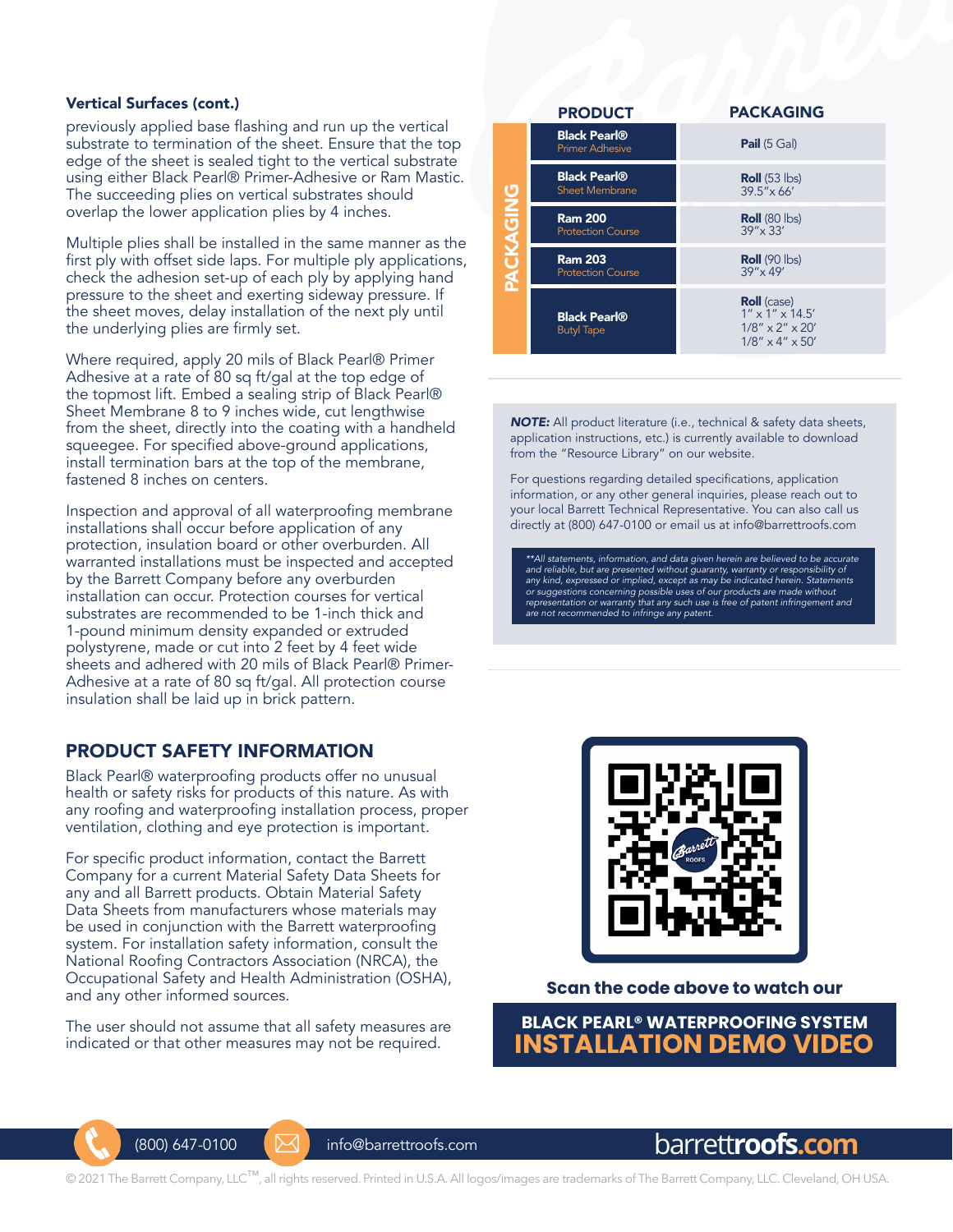### Vertical Surfaces (cont.)

previously applied base flashing and run up the vertical substrate to termination of the sheet. Ensure that the top edge of the sheet is sealed tight to the vertical substrate using either Black Pearl® Primer-Adhesive or Ram Mastic. The succeeding plies on vertical substrates should overlap the lower application plies by 4 inches.

Multiple plies shall be installed in the same manner as the first ply with offset side laps. For multiple ply applications, check the adhesion set-up of each ply by applying hand pressure to the sheet and exerting sideway pressure. If the sheet moves, delay installation of the next ply until the underlying plies are firmly set.

Where required, apply 20 mils of Black Pearl® Primer Adhesive at a rate of 80 sq ft/gal at the top edge of the topmost lift. Embed a sealing strip of Black Pearl® Sheet Membrane 8 to 9 inches wide, cut lengthwise from the sheet, directly into the coating with a handheld squeegee. For specified above-ground applications, install termination bars at the top of the membrane, fastened 8 inches on centers.

Inspection and approval of all waterproofing membrane installations shall occur before application of any protection, insulation board or other overburden. All warranted installations must be inspected and accepted by the Barrett Company before any overburden installation can occur. Protection courses for vertical substrates are recommended to be 1-inch thick and 1-pound minimum density expanded or extruded polystyrene, made or cut into 2 feet by 4 feet wide sheets and adhered with 20 mils of Black Pearl® Primer-Adhesive at a rate of 80 sq ft/gal. All protection course insulation shall be laid up in brick pattern.

## PRODUCT SAFETY INFORMATION

Black Pearl® waterproofing products offer no unusual health or safety risks for products of this nature. As with any roofing and waterproofing installation process, proper ventilation, clothing and eye protection is important.

For specific product information, contact the Barrett Company for a current Material Safety Data Sheets for any and all Barrett products. Obtain Material Safety Data Sheets from manufacturers whose materials may be used in conjunction with the Barrett waterproofing system. For installation safety information, consult the National Roofing Contractors Association (NRCA), the Occupational Safety and Health Administration (OSHA), and any other informed sources.

The user should not assume that all safety measures are indicated or that other measures may not be required.

## PACKAGING

| PRODUCT | PACKAGING |
|---|---|
| **Black Pearl®** Primer Adhesive | **Pail** (5 Gal) |
| **Black Pearl®** Sheet Membrane | **Roll** (53 lbs) 39.5″ x 66′ |
| **Ram 200** Protection Course | **Roll** (80 lbs) 39″ x 33′ |
| **Ram 203** Protection Course | **Roll** (90 lbs) 39″ x 49′ |
| **Black Pearl®** Butyl Tape | **Roll** (case) 1″ x 1″ x 14.5′; 1/8″ x 2″ x 20′; 1/8″ x 4″ x 50′ |

***NOTE:*** All product literature (i.e., technical & safety data sheets, application instructions, etc.) is currently available to download from the "Resource Library" on our website.

For questions regarding detailed specifications, application information, or any other general inquiries, please reach out to your local Barrett Technical Representative. You can also call us directly at (800) 647-0100 or email us at info@barrettroofs.com

*\*\*All statements, information, and data given herein are believed to be accurate and reliable, but are presented without guaranty, warranty or responsibility of any kind, expressed or implied, except as may be indicated herein. Statements or suggestions concerning possible uses of our products are made without representation or warranty that any such use is free of patent infringement and are not recommended to infringe any patent.*

**Scan the code above to watch our**

**BLACK PEARL® WATERPROOFING SYSTEM INSTALLATION DEMO VIDEO**

(800) 647-0100 info@barrettroofs.com barrettroofs.com

© 2021 The Barrett Company, LLC™, all rights reserved. Printed in U.S.A. All logos/images are trademarks of The Barrett Company, LLC. Cleveland, OH USA.